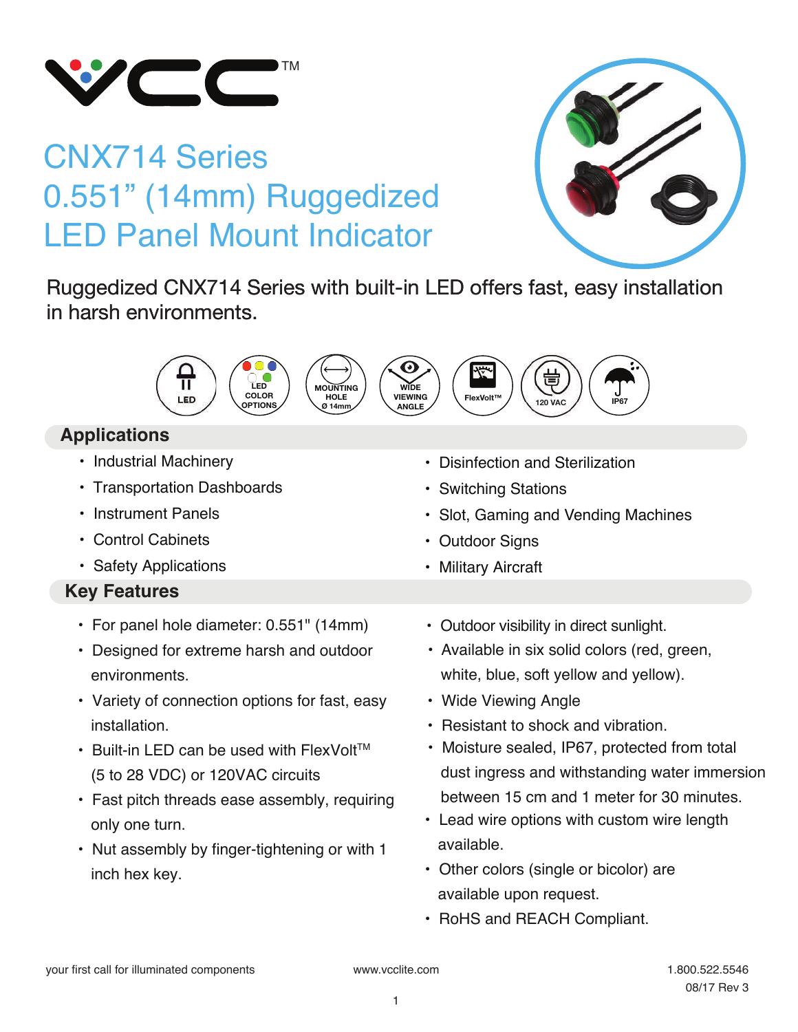# CNX714 Series
# 0.551" (14mm) Ruggedized LED Panel Mount Indicator

Ruggedized CNX714 Series with built-in LED offers fast, easy installation in harsh environments.

LED | LED COLOR OPTIONS | MOUNTING HOLE Ø 14mm | WIDE VIEWING ANGLE | FlexVolt™ | 120 VAC | IP67

## Applications

- Industrial Machinery
- Transportation Dashboards
- Instrument Panels
- Control Cabinets
- Safety Applications
- Disinfection and Sterilization
- Switching Stations
- Slot, Gaming and Vending Machines
- Outdoor Signs
- Military Aircraft

## Key Features

- For panel hole diameter: 0.551" (14mm)
- Designed for extreme harsh and outdoor environments.
- Variety of connection options for fast, easy installation.
- Built-in LED can be used with FlexVolt™ (5 to 28 VDC) or 120VAC circuits
- Fast pitch threads ease assembly, requiring only one turn.
- Nut assembly by finger-tightening or with 1 inch hex key.
- Outdoor visibility in direct sunlight.
- Available in six solid colors (red, green, white, blue, soft yellow and yellow).
- Wide Viewing Angle
- Resistant to shock and vibration.
- Moisture sealed, IP67, protected from total dust ingress and withstanding water immersion between 15 cm and 1 meter for 30 minutes.
- Lead wire options with custom wire length available.
- Other colors (single or bicolor) are available upon request.
- RoHS and REACH Compliant.

your first call for illuminated components | www.vcclite.com | 1.800.522.5546 | 08/17 Rev 3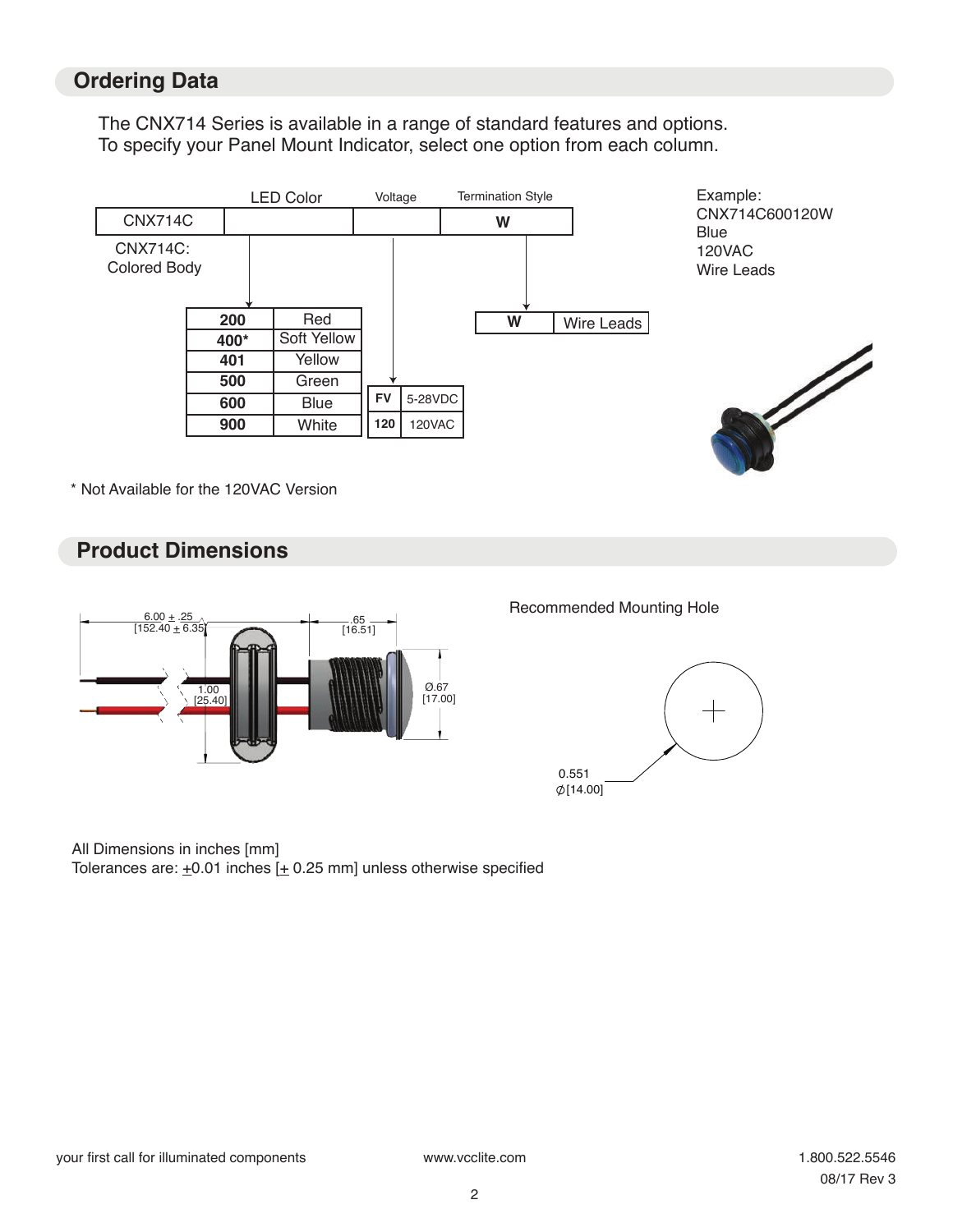## Ordering Data

The CNX714 Series is available in a range of standard features and options.
To specify your Panel Mount Indicator, select one option from each column.

| | LED Color | Voltage | Termination Style |
|---|---|---|---|
| CNX714C | | | W |

CNX714C: Colored Body

**LED Color**

| Code | Color |
|---|---|
| **200** | Red |
| **400*** | Soft Yellow |
| **401** | Yellow |
| **500** | Green |
| **600** | Blue |
| **900** | White |

**Voltage**

| Code | Voltage |
|---|---|
| **FV** | 5-28VDC |
| **120** | 120VAC |

**Termination Style**

| Code | Termination |
|---|---|
| **W** | Wire Leads |

Example:
CNX714C600120W
Blue
120VAC
Wire Leads

\* Not Available for the 120VAC Version

## Product Dimensions

6.00 ± .25 [152.40 ± 6.35]

.65 [16.51]

1.00 [25.40]

Ø.67 [17.00]

Recommended Mounting Hole

0.551 ∅[14.00]

All Dimensions in inches [mm]
Tolerances are: ±0.01 inches [± 0.25 mm] unless otherwise specified

your first call for illuminated components www.vcclite.com 1.800.522.5546

08/17 Rev 3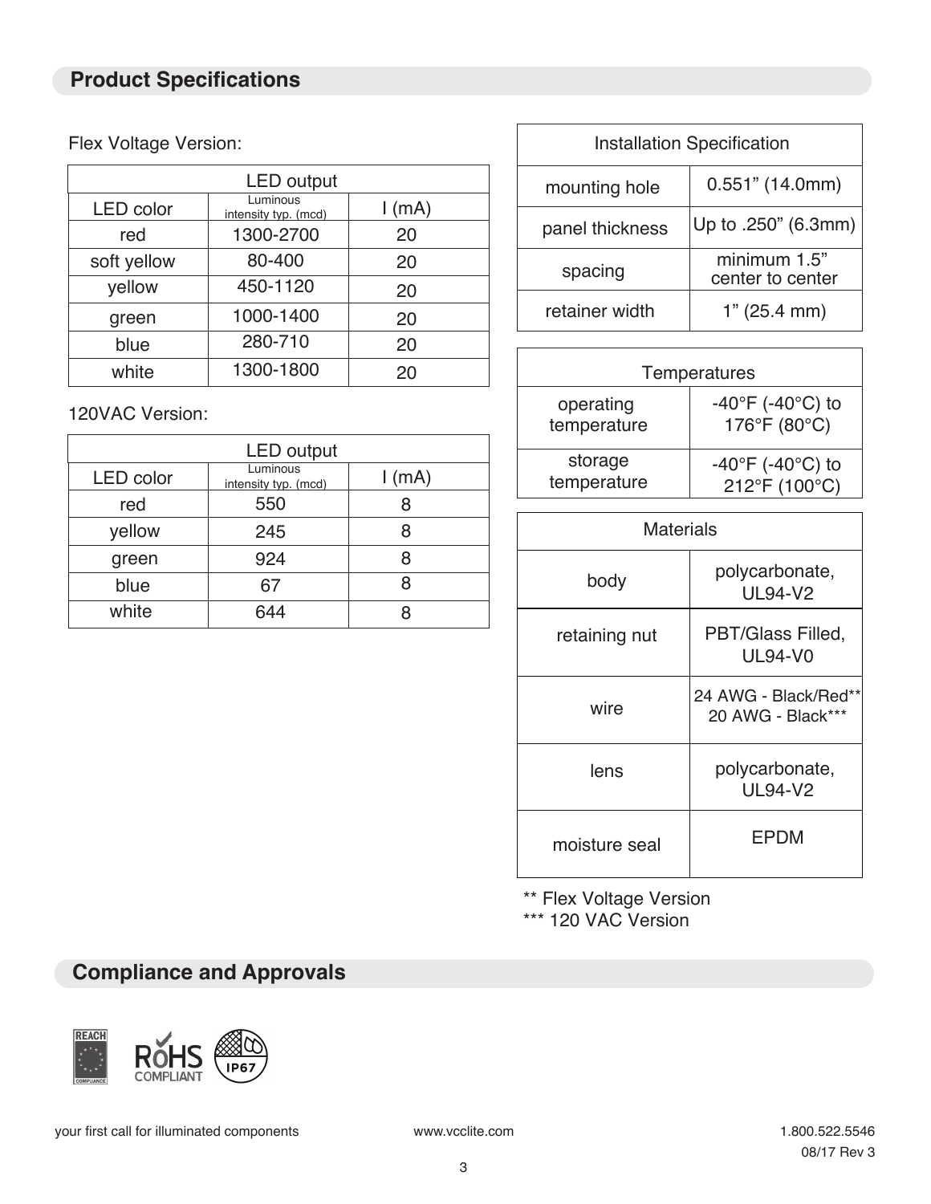## Product Specifications

Flex Voltage Version:

| LED output | | |
|---|---|---|
| LED color | Luminous intensity typ. (mcd) | I (mA) |
| red | 1300-2700 | 20 |
| soft yellow | 80-400 | 20 |
| yellow | 450-1120 | 20 |
| green | 1000-1400 | 20 |
| blue | 280-710 | 20 |
| white | 1300-1800 | 20 |

120VAC Version:

| LED output | | |
|---|---|---|
| LED color | Luminous intensity typ. (mcd) | I (mA) |
| red | 550 | 8 |
| yellow | 245 | 8 |
| green | 924 | 8 |
| blue | 67 | 8 |
| white | 644 | 8 |

| Installation Specification | |
|---|---|
| mounting hole | 0.551" (14.0mm) |
| panel thickness | Up to .250" (6.3mm) |
| spacing | minimum 1.5" center to center |
| retainer width | 1" (25.4 mm) |

| Temperatures | |
|---|---|
| operating temperature | -40°F (-40°C) to 176°F (80°C) |
| storage temperature | -40°F (-40°C) to 212°F (100°C) |

| Materials | |
|---|---|
| body | polycarbonate, UL94-V2 |
| retaining nut | PBT/Glass Filled, UL94-V0 |
| wire | 24 AWG - Black/Red** 20 AWG - Black*** |
| lens | polycarbonate, UL94-V2 |
| moisture seal | EPDM |

** Flex Voltage Version
*** 120 VAC Version

## Compliance and Approvals

REACH COMPLIANCE RoHS COMPLIANT IP67

your first call for illuminated components www.vcclite.com 1.800.522.5546

08/17 Rev 3